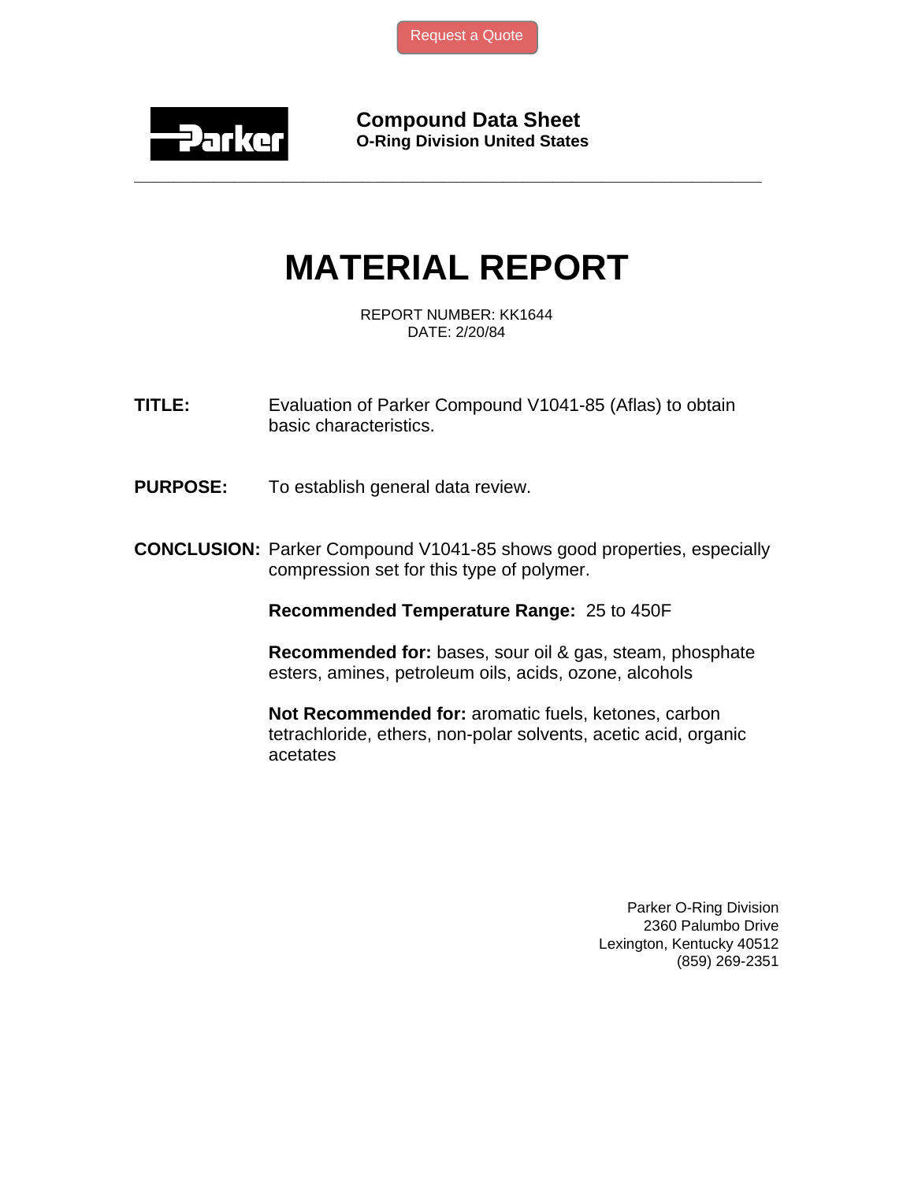Request a Quote

**Compound Data Sheet**
**O-Ring Division United States**

# MATERIAL REPORT

REPORT NUMBER: KK1644
DATE: 2/20/84

**TITLE:** Evaluation of Parker Compound V1041-85 (Aflas) to obtain basic characteristics.

**PURPOSE:** To establish general data review.

**CONCLUSION:** Parker Compound V1041-85 shows good properties, especially compression set for this type of polymer.

**Recommended Temperature Range:** 25 to 450F

**Recommended for:** bases, sour oil & gas, steam, phosphate esters, amines, petroleum oils, acids, ozone, alcohols

**Not Recommended for:** aromatic fuels, ketones, carbon tetrachloride, ethers, non-polar solvents, acetic acid, organic acetates

Parker O-Ring Division
2360 Palumbo Drive
Lexington, Kentucky 40512
(859) 269-2351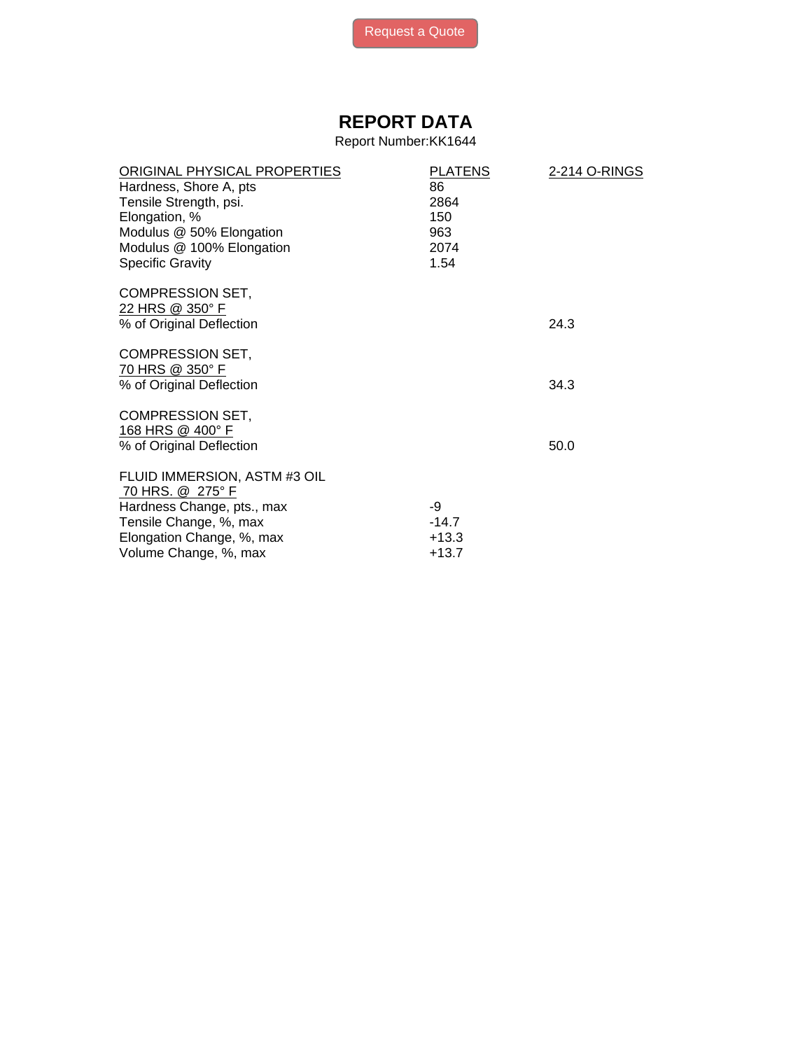Request a Quote

# REPORT DATA

Report Number:KK1644

| ORIGINAL PHYSICAL PROPERTIES | PLATENS | 2-214 O-RINGS |
| --- | --- | --- |
| Hardness, Shore A, pts | 86 | |
| Tensile Strength, psi. | 2864 | |
| Elongation, % | 150 | |
| Modulus @ 50% Elongation | 963 | |
| Modulus @ 100% Elongation | 2074 | |
| Specific Gravity | 1.54 | |
| | | |
| COMPRESSION SET, | | |
| 22 HRS @ 350° F | | |
| % of Original Deflection | | 24.3 |
| | | |
| COMPRESSION SET, | | |
| 70 HRS @ 350° F | | |
| % of Original Deflection | | 34.3 |
| | | |
| COMPRESSION SET, | | |
| 168 HRS @ 400° F | | |
| % of Original Deflection | | 50.0 |
| | | |
| FLUID IMMERSION, ASTM #3 OIL | | |
| 70 HRS. @ 275° F | | |
| Hardness Change, pts., max | -9 | |
| Tensile Change, %, max | -14.7 | |
| Elongation Change, %, max | +13.3 | |
| Volume Change, %, max | +13.7 | |